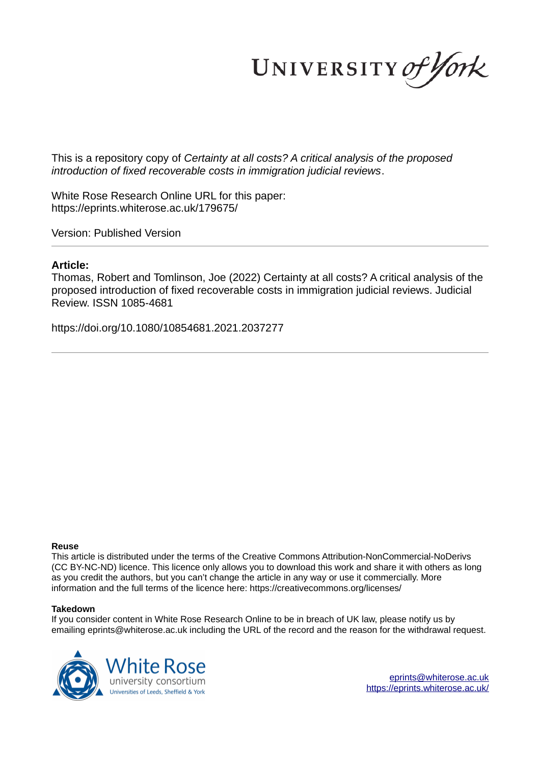This is a repository copy of *Certainty at all costs? A critical analysis of the proposed introduction of fixed recoverable costs in immigration judicial reviews*.

White Rose Research Online URL for this paper:
https://eprints.whiterose.ac.uk/179675/

Version: Published Version

## Article:

Thomas, Robert and Tomlinson, Joe (2022) Certainty at all costs? A critical analysis of the proposed introduction of fixed recoverable costs in immigration judicial reviews. Judicial Review. ISSN 1085-4681

https://doi.org/10.1080/10854681.2021.2037277

**Reuse**

This article is distributed under the terms of the Creative Commons Attribution-NonCommercial-NoDerivs (CC BY-NC-ND) licence. This licence only allows you to download this work and share it with others as long as you credit the authors, but you can't change the article in any way or use it commercially. More information and the full terms of the licence here: https://creativecommons.org/licenses/

**Takedown**

If you consider content in White Rose Research Online to be in breach of UK law, please notify us by emailing eprints@whiterose.ac.uk including the URL of the record and the withdrawal request.

eprints@whiterose.ac.uk
https://eprints.whiterose.ac.uk/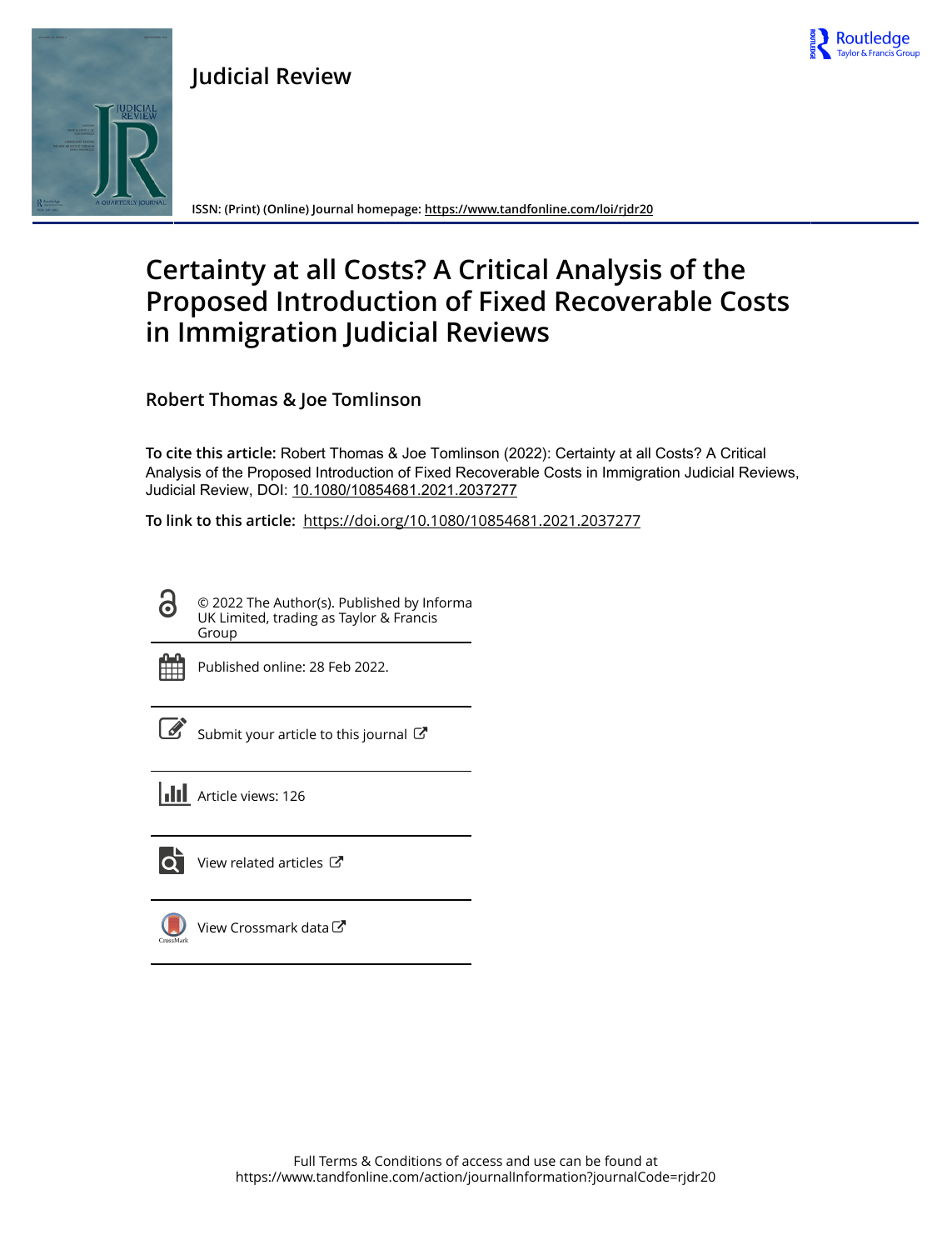# Judicial Review

ISSN: (Print) (Online) Journal homepage: https://www.tandfonline.com/loi/rjdr20

# Certainty at all Costs? A Critical Analysis of the Proposed Introduction of Fixed Recoverable Costs in Immigration Judicial Reviews

**Robert Thomas & Joe Tomlinson**

**To cite this article:** Robert Thomas & Joe Tomlinson (2022): Certainty at all Costs? A Critical Analysis of the Proposed Introduction of Fixed Recoverable Costs in Immigration Judicial Reviews, Judicial Review, DOI: 10.1080/10854681.2021.2037277

**To link to this article:** https://doi.org/10.1080/10854681.2021.2037277

© 2022 The Author(s). Published by Informa UK Limited, trading as Taylor & Francis Group

Published online: 28 Feb 2022.

Submit your article to this journal

Article views: 126

View related articles

View Crossmark data

Full Terms & Conditions of access and use can be found at https://www.tandfonline.com/action/journalInformation?journalCode=rjdr20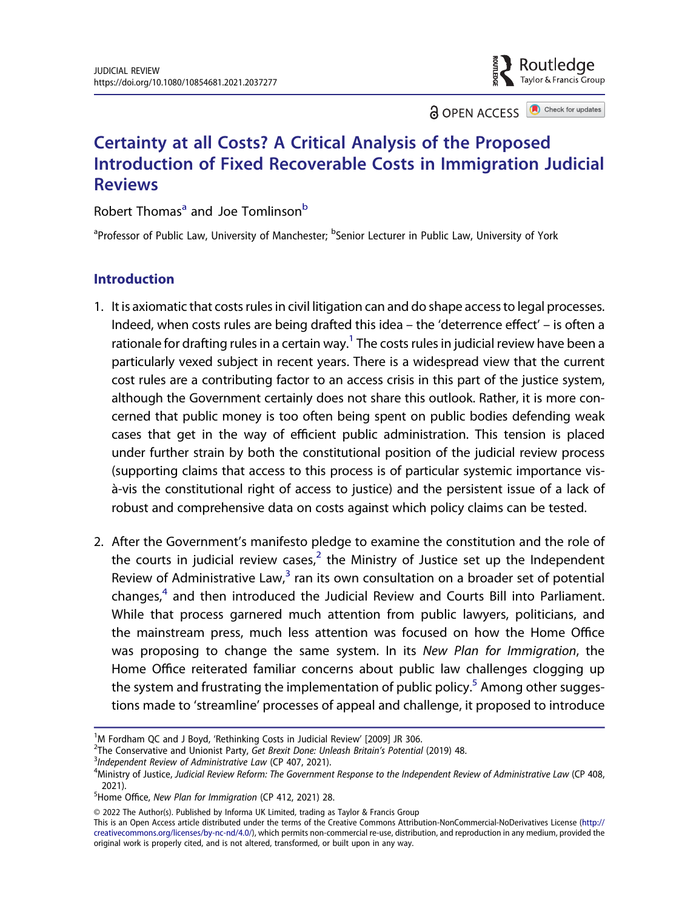# Certainty at all Costs? A Critical Analysis of the Proposed Introduction of Fixed Recoverable Costs in Immigration Judicial Reviews

Robert Thomas[a] and Joe Tomlinson[b]

[a]Professor of Public Law, University of Manchester; [b]Senior Lecturer in Public Law, University of York

## Introduction

1. It is axiomatic that costs rules in civil litigation can and do shape access to legal processes. Indeed, when costs rules are being drafted this idea – the 'deterrence effect' – is often a rationale for drafting rules in a certain way.[1] The costs rules in judicial review have been a particularly vexed subject in recent years. There is a widespread view that the current cost rules are a contributing factor to an access crisis in this part of the justice system, although the Government certainly does not share this outlook. Rather, it is more concerned that public money is too often being spent on public bodies defending weak cases that get in the way of efficient public administration. This tension is placed under further strain by both the constitutional position of the judicial review process (supporting claims that access to this process is of particular systemic importance vis-à-vis the constitutional right of access to justice) and the persistent issue of a lack of robust and comprehensive data on costs against which policy claims can be tested.

2. After the Government's manifesto pledge to examine the constitution and the role of the courts in judicial review cases,[2] the Ministry of Justice set up the Independent Review of Administrative Law,[3] ran its own consultation on a broader set of potential changes,[4] and then introduced the Judicial Review and Courts Bill into Parliament. While that process garnered much attention from public lawyers, politicians, and the mainstream press, much less attention was focused on how the Home Office was proposing to change the same system. In its *New Plan for Immigration*, the Home Office reiterated familiar concerns about public law challenges clogging up the system and frustrating the implementation of public policy.[5] Among other suggestions made to 'streamline' processes of appeal and challenge, it proposed to introduce

---

[1]M Fordham QC and J Boyd, 'Rethinking Costs in Judicial Review' [2009] JR 306.

[2]The Conservative and Unionist Party, *Get Brexit Done: Unleash Britain's Potential* (2019) 48.

[3]*Independent Review of Administrative Law* (CP 407, 2021).

[4]Ministry of Justice, *Judicial Review Reform: The Government Response to the Independent Review of Administrative Law* (CP 408, 2021).

[5]Home Office, *New Plan for Immigration* (CP 412, 2021) 28.

© 2022 The Author(s). Published by Informa UK Limited, trading as Taylor & Francis Group

This is an Open Access article distributed under the terms of the Creative Commons Attribution-NonCommercial-NoDerivatives License (http://creativecommons.org/licenses/by-nc-nd/4.0/), which permits non-commercial re-use, distribution, and reproduction in any medium, provided the original work is properly cited, and is not altered, transformed, or built upon in any way.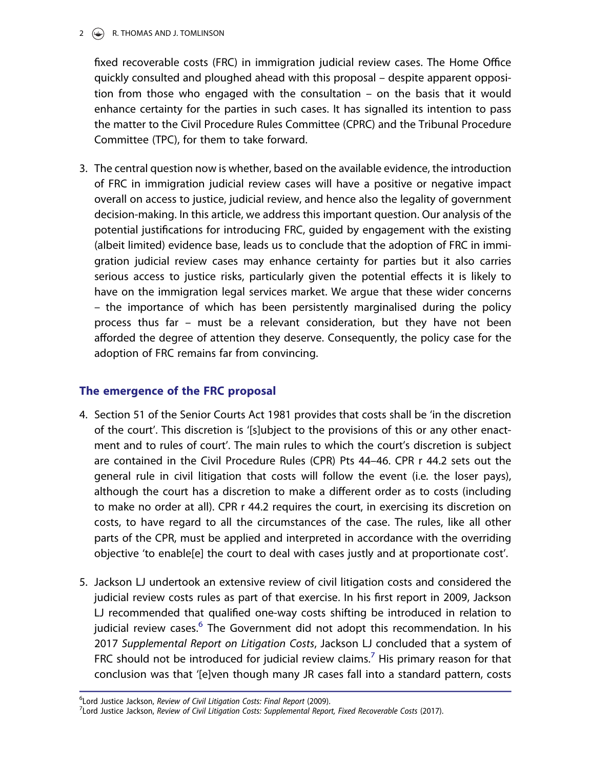fixed recoverable costs (FRC) in immigration judicial review cases. The Home Office quickly consulted and ploughed ahead with this proposal – despite apparent opposition from those who engaged with the consultation – on the basis that it would enhance certainty for the parties in such cases. It has signalled its intention to pass the matter to the Civil Procedure Rules Committee (CPRC) and the Tribunal Procedure Committee (TPC), for them to take forward.

3. The central question now is whether, based on the available evidence, the introduction of FRC in immigration judicial review cases will have a positive or negative impact overall on access to justice, judicial review, and hence also the legality of government decision-making. In this article, we address this important question. Our analysis of the potential justifications for introducing FRC, guided by engagement with the existing (albeit limited) evidence base, leads us to conclude that the adoption of FRC in immigration judicial review cases may enhance certainty for parties but it also carries serious access to justice risks, particularly given the potential effects it is likely to have on the immigration legal services market. We argue that these wider concerns – the importance of which has been persistently marginalised during the policy process thus far – must be a relevant consideration, but they have not been afforded the degree of attention they deserve. Consequently, the policy case for the adoption of FRC remains far from convincing.

## The emergence of the FRC proposal

4. Section 51 of the Senior Courts Act 1981 provides that costs shall be 'in the discretion of the court'. This discretion is '[s]ubject to the provisions of this or any other enactment and to rules of court'. The main rules to which the court's discretion is subject are contained in the Civil Procedure Rules (CPR) Pts 44–46. CPR r 44.2 sets out the general rule in civil litigation that costs will follow the event (i.e. the loser pays), although the court has a discretion to make a different order as to costs (including to make no order at all). CPR r 44.2 requires the court, in exercising its discretion on costs, to have regard to all the circumstances of the case. The rules, like all other parts of the CPR, must be applied and interpreted in accordance with the overriding objective 'to enable[e] the court to deal with cases justly and at proportionate cost'.

5. Jackson LJ undertook an extensive review of civil litigation costs and considered the judicial review costs rules as part of that exercise. In his first report in 2009, Jackson LJ recommended that qualified one-way costs shifting be introduced in relation to judicial review cases.[6] The Government did not adopt this recommendation. In his 2017 *Supplemental Report on Litigation Costs*, Jackson LJ concluded that a system of FRC should not be introduced for judicial review claims.[7] His primary reason for that conclusion was that '[e]ven though many JR cases fall into a standard pattern, costs

[6] Lord Justice Jackson, *Review of Civil Litigation Costs: Final Report* (2009).
[7] Lord Justice Jackson, *Review of Civil Litigation Costs: Supplemental Report, Fixed Recoverable Costs* (2017).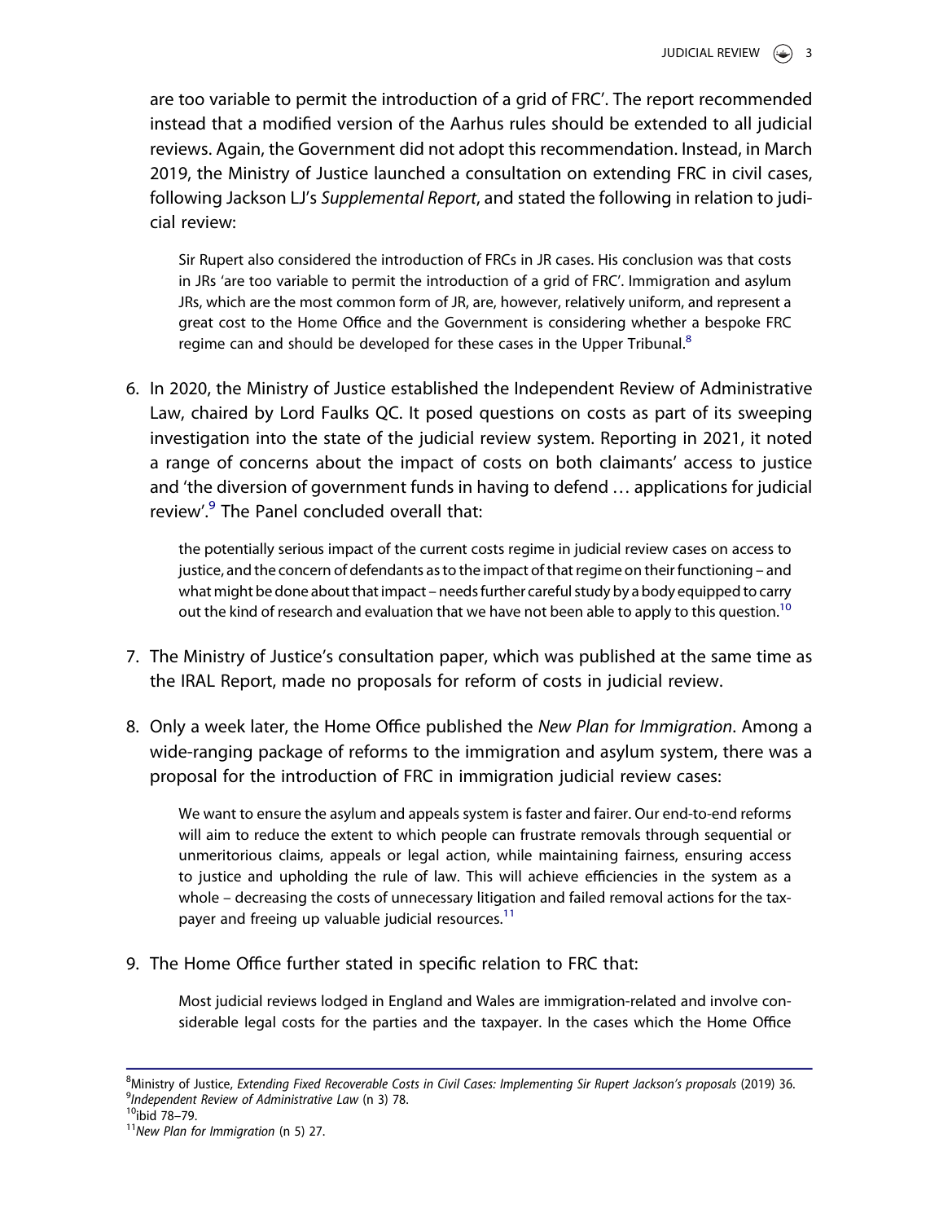are too variable to permit the introduction of a grid of FRC'. The report recommended instead that a modified version of the Aarhus rules should be extended to all judicial reviews. Again, the Government did not adopt this recommendation. Instead, in March 2019, the Ministry of Justice launched a consultation on extending FRC in civil cases, following Jackson LJ's *Supplemental Report*, and stated the following in relation to judicial review:

> Sir Rupert also considered the introduction of FRCs in JR cases. His conclusion was that costs in JRs 'are too variable to permit the introduction of a grid of FRC'. Immigration and asylum JRs, which are the most common form of JR, are, however, relatively uniform, and represent a great cost to the Home Office and the Government is considering whether a bespoke FRC regime can and should be developed for these cases in the Upper Tribunal.[8]

6. In 2020, the Ministry of Justice established the Independent Review of Administrative Law, chaired by Lord Faulks QC. It posed questions on costs as part of its sweeping investigation into the state of the judicial review system. Reporting in 2021, it noted a range of concerns about the impact of costs on both claimants' access to justice and 'the diversion of government funds in having to defend … applications for judicial review'.[9] The Panel concluded overall that:

> the potentially serious impact of the current costs regime in judicial review cases on access to justice, and the concern of defendants as to the impact of that regime on their functioning – and what might be done about that impact – needs further careful study by a body equipped to carry out the kind of research and evaluation that we have not been able to apply to this question.[10]

7. The Ministry of Justice's consultation paper, which was published at the same time as the IRAL Report, made no proposals for reform of costs in judicial review.

8. Only a week later, the Home Office published the *New Plan for Immigration*. Among a wide-ranging package of reforms to the immigration and asylum system, there was a proposal for the introduction of FRC in immigration judicial review cases:

> We want to ensure the asylum and appeals system is faster and fairer. Our end-to-end reforms will aim to reduce the extent to which people can frustrate removals through sequential or unmeritorious claims, appeals or legal action, while maintaining fairness, ensuring access to justice and upholding the rule of law. This will achieve efficiencies in the system as a whole – decreasing the costs of unnecessary litigation and failed removal actions for the taxpayer and freeing up valuable judicial resources.[11]

9. The Home Office further stated in specific relation to FRC that:

> Most judicial reviews lodged in England and Wales are immigration-related and involve considerable legal costs for the parties and the taxpayer. In the cases which the Home Office

[8] Ministry of Justice, *Extending Fixed Recoverable Costs in Civil Cases: Implementing Sir Rupert Jackson's proposals* (2019) 36.

[9] *Independent Review of Administrative Law* (n 3) 78.

[10] ibid 78–79.

[11] *New Plan for Immigration* (n 5) 27.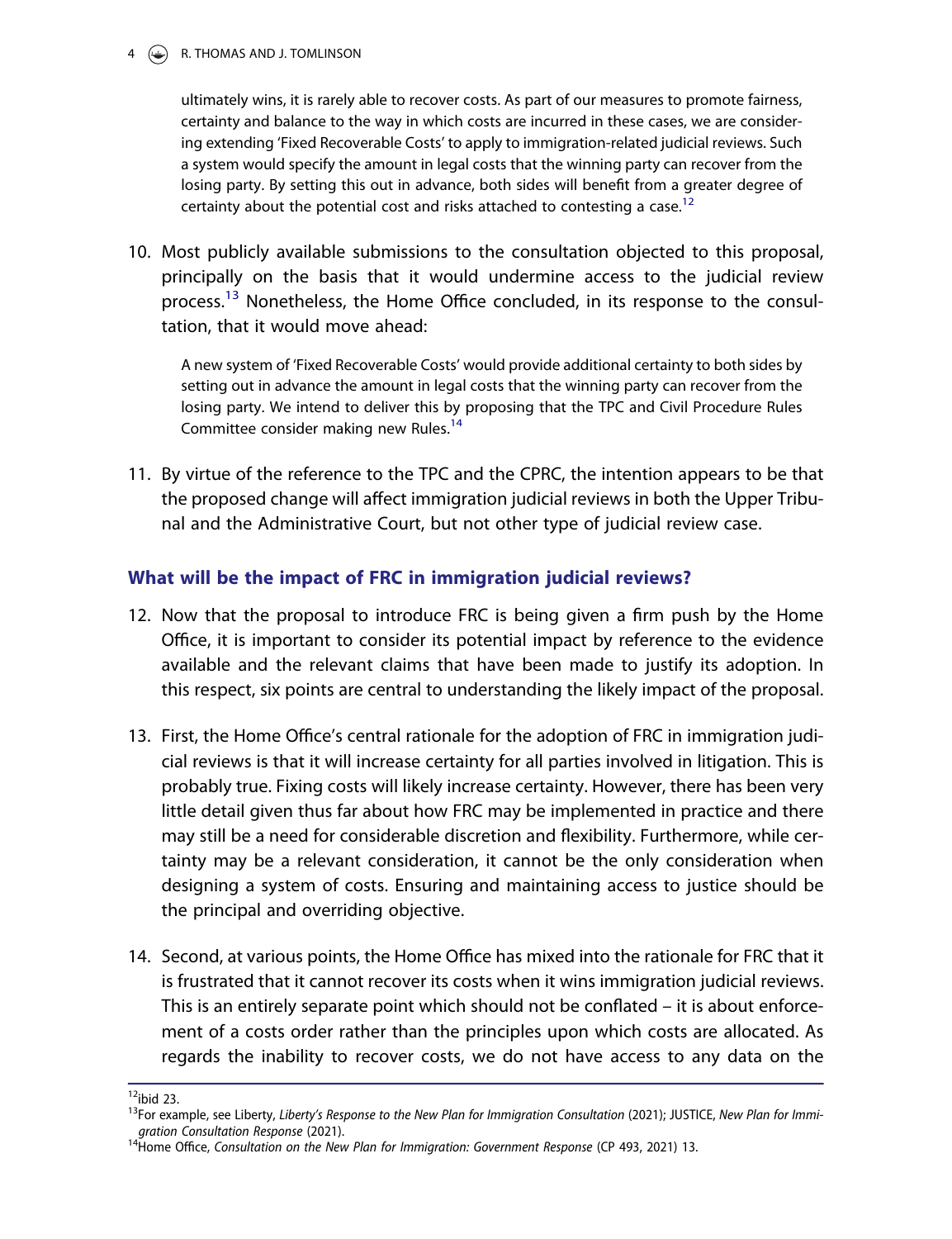> ultimately wins, it is rarely able to recover costs. As part of our measures to promote fairness, certainty and balance to the way in which costs are incurred in these cases, we are considering extending 'Fixed Recoverable Costs' to apply to immigration-related judicial reviews. Such a system would specify the amount in legal costs that the winning party can recover from the losing party. By setting this out in advance, both sides will benefit from a greater degree of certainty about the potential cost and risks attached to contesting a case.[12]

10. Most publicly available submissions to the consultation objected to this proposal, principally on the basis that it would undermine access to the judicial review process.[13] Nonetheless, the Home Office concluded, in its response to the consultation, that it would move ahead:

> A new system of 'Fixed Recoverable Costs' would provide additional certainty to both sides by setting out in advance the amount in legal costs that the winning party can recover from the losing party. We intend to deliver this by proposing that the TPC and Civil Procedure Rules Committee consider making new Rules.[14]

11. By virtue of the reference to the TPC and the CPRC, the intention appears to be that the proposed change will affect immigration judicial reviews in both the Upper Tribunal and the Administrative Court, but not other type of judicial review case.

## What will be the impact of FRC in immigration judicial reviews?

12. Now that the proposal to introduce FRC is being given a firm push by the Home Office, it is important to consider its potential impact by reference to the evidence available and the relevant claims that have been made to justify its adoption. In this respect, six points are central to understanding the likely impact of the proposal.

13. First, the Home Office's central rationale for the adoption of FRC in immigration judicial reviews is that it will increase certainty for all parties involved in litigation. This is probably true. Fixing costs will likely increase certainty. However, there has been very little detail given thus far about how FRC may be implemented in practice and there may still be a need for considerable discretion and flexibility. Furthermore, while certainty may be a relevant consideration, it cannot be the only consideration when designing a system of costs. Ensuring and maintaining access to justice should be the principal and overriding objective.

14. Second, at various points, the Home Office has mixed into the rationale for FRC that it is frustrated that it cannot recover its costs when it wins immigration judicial reviews. This is an entirely separate point which should not be conflated – it is about enforcement of a costs order rather than the principles upon which costs are allocated. As regards the inability to recover costs, we do not have access to any data on the

---

[12] ibid 23.

[13] For example, see Liberty, *Liberty's Response to the New Plan for Immigration Consultation* (2021); JUSTICE, *New Plan for Immigration Consultation Response* (2021).

[14] Home Office, *Consultation on the New Plan for Immigration: Government Response* (CP 493, 2021) 13.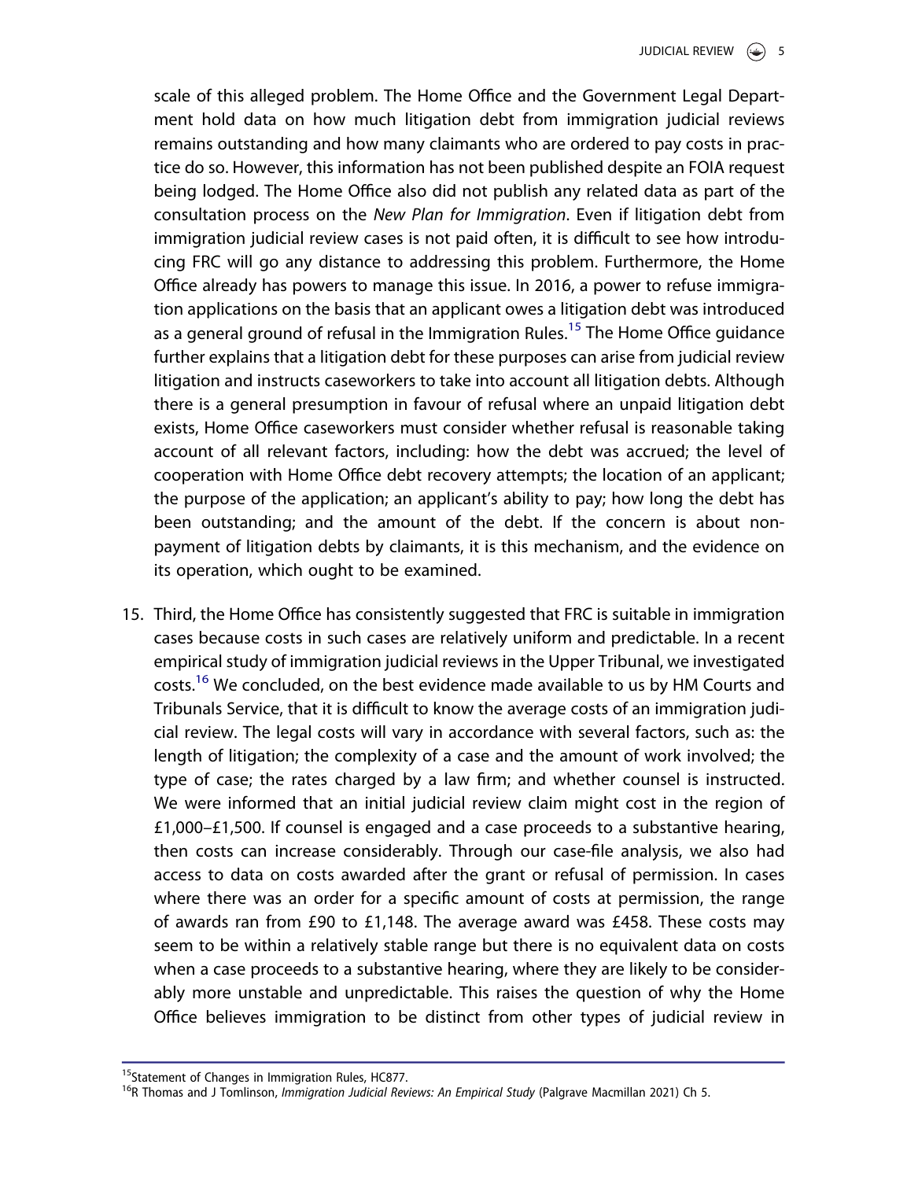scale of this alleged problem. The Home Office and the Government Legal Department hold data on how much litigation debt from immigration judicial reviews remains outstanding and how many claimants who are ordered to pay costs in practice do so. However, this information has not been published despite an FOIA request being lodged. The Home Office also did not publish any related data as part of the consultation process on the *New Plan for Immigration*. Even if litigation debt from immigration judicial review cases is not paid often, it is difficult to see how introducing FRC will go any distance to addressing this problem. Furthermore, the Home Office already has powers to manage this issue. In 2016, a power to refuse immigration applications on the basis that an applicant owes a litigation debt was introduced as a general ground of refusal in the Immigration Rules.[15] The Home Office guidance further explains that a litigation debt for these purposes can arise from judicial review litigation and instructs caseworkers to take into account all litigation debts. Although there is a general presumption in favour of refusal where an unpaid litigation debt exists, Home Office caseworkers must consider whether refusal is reasonable taking account of all relevant factors, including: how the debt was accrued; the level of cooperation with Home Office debt recovery attempts; the location of an applicant; the purpose of the application; an applicant's ability to pay; how long the debt has been outstanding; and the amount of the debt. If the concern is about non-payment of litigation debts by claimants, it is this mechanism, and the evidence on its operation, which ought to be examined.

15. Third, the Home Office has consistently suggested that FRC is suitable in immigration cases because costs in such cases are relatively uniform and predictable. In a recent empirical study of immigration judicial reviews in the Upper Tribunal, we investigated costs.[16] We concluded, on the best evidence made available to us by HM Courts and Tribunals Service, that it is difficult to know the average costs of an immigration judicial review. The legal costs will vary in accordance with several factors, such as: the length of litigation; the complexity of a case and the amount of work involved; the type of case; the rates charged by a law firm; and whether counsel is instructed. We were informed that an initial judicial review claim might cost in the region of £1,000–£1,500. If counsel is engaged and a case proceeds to a substantive hearing, then costs can increase considerably. Through our case-file analysis, we also had access to data on costs awarded after the grant or refusal of permission. In cases where there was an order for a specific amount of costs at permission, the range of awards ran from £90 to £1,148. The average award was £458. These costs may seem to be within a relatively stable range but there is no equivalent data on costs when a case proceeds to a substantive hearing, where they are likely to be considerably more unstable and unpredictable. This raises the question of why the Home Office believes immigration to be distinct from other types of judicial review in

[15] Statement of Changes in Immigration Rules, HC877.

[16] R Thomas and J Tomlinson, *Immigration Judicial Reviews: An Empirical Study* (Palgrave Macmillan 2021) Ch 5.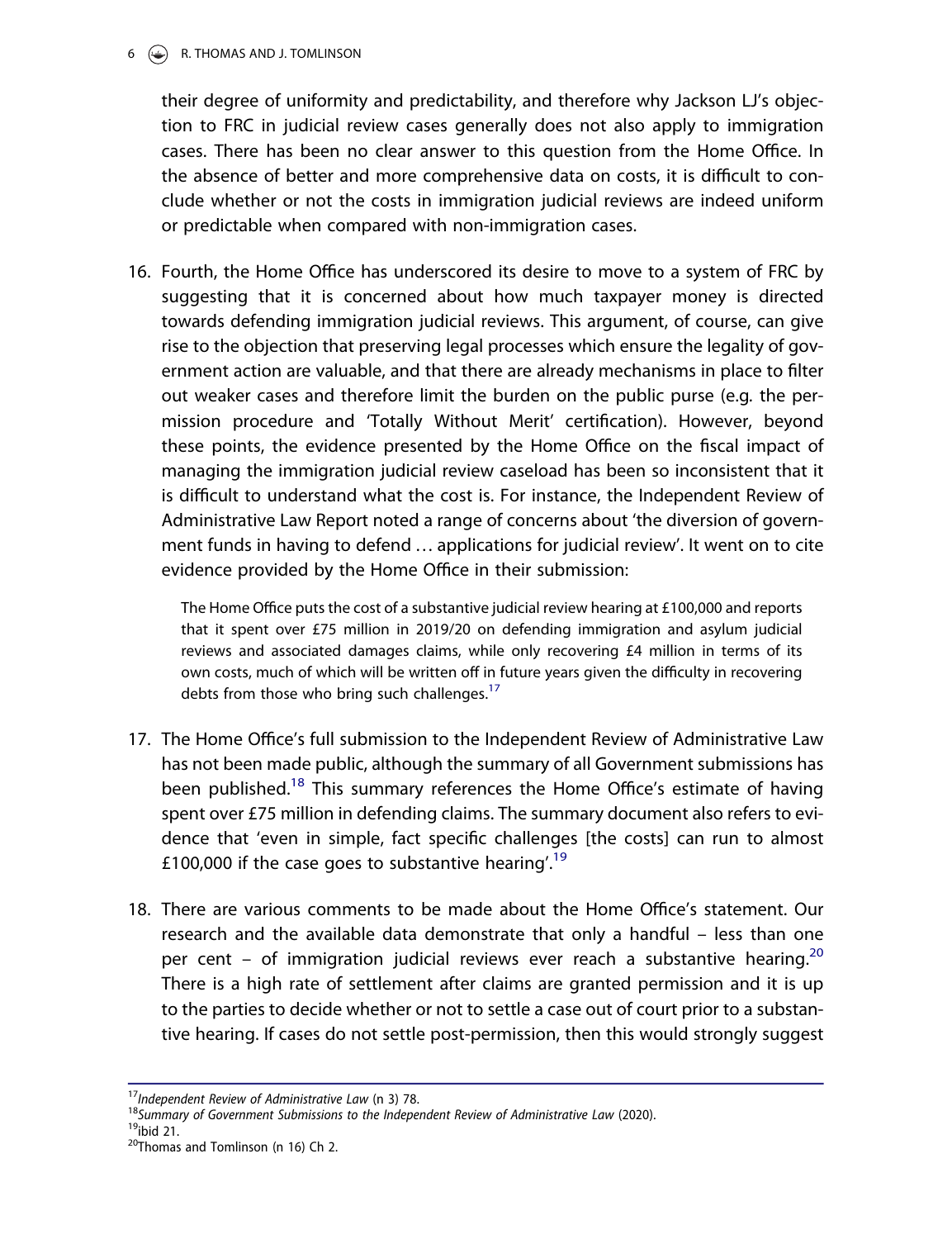their degree of uniformity and predictability, and therefore why Jackson LJ's objection to FRC in judicial review cases generally does not also apply to immigration cases. There has been no clear answer to this question from the Home Office. In the absence of better and more comprehensive data on costs, it is difficult to conclude whether or not the costs in immigration judicial reviews are indeed uniform or predictable when compared with non-immigration cases.

16. Fourth, the Home Office has underscored its desire to move to a system of FRC by suggesting that it is concerned about how much taxpayer money is directed towards defending immigration judicial reviews. This argument, of course, can give rise to the objection that preserving legal processes which ensure the legality of government action are valuable, and that there are already mechanisms in place to filter out weaker cases and therefore limit the burden on the public purse (e.g. the permission procedure and 'Totally Without Merit' certification). However, beyond these points, the evidence presented by the Home Office on the fiscal impact of managing the immigration judicial review caseload has been so inconsistent that it is difficult to understand what the cost is. For instance, the Independent Review of Administrative Law Report noted a range of concerns about 'the diversion of government funds in having to defend … applications for judicial review'. It went on to cite evidence provided by the Home Office in their submission:

> The Home Office puts the cost of a substantive judicial review hearing at £100,000 and reports that it spent over £75 million in 2019/20 on defending immigration and asylum judicial reviews and associated damages claims, while only recovering £4 million in terms of its own costs, much of which will be written off in future years given the difficulty in recovering debts from those who bring such challenges.[17]

17. The Home Office's full submission to the Independent Review of Administrative Law has not been made public, although the summary of all Government submissions has been published.[18] This summary references the Home Office's estimate of having spent over £75 million in defending claims. The summary document also refers to evidence that 'even in simple, fact specific challenges [the costs] can run to almost £100,000 if the case goes to substantive hearing'.[19]

18. There are various comments to be made about the Home Office's statement. Our research and the available data demonstrate that only a handful – less than one per cent – of immigration judicial reviews ever reach a substantive hearing.[20] There is a high rate of settlement after claims are granted permission and it is up to the parties to decide whether or not to settle a case out of court prior to a substantive hearing. If cases do not settle post-permission, then this would strongly suggest

[17] *Independent Review of Administrative Law* (n 3) 78.

[18] *Summary of Government Submissions to the Independent Review of Administrative Law* (2020).

[19] ibid 21.

[20] Thomas and Tomlinson (n 16) Ch 2.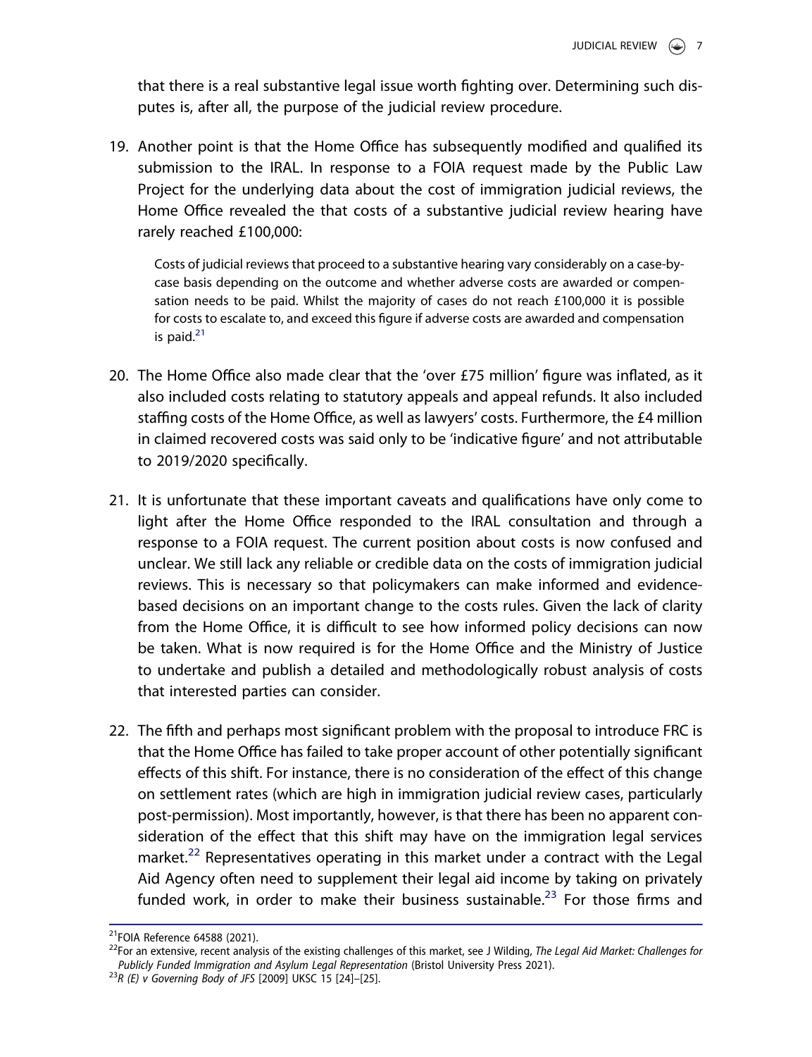that there is a real substantive legal issue worth fighting over. Determining such disputes is, after all, the purpose of the judicial review procedure.

19. Another point is that the Home Office has subsequently modified and qualified its submission to the IRAL. In response to a FOIA request made by the Public Law Project for the underlying data about the cost of immigration judicial reviews, the Home Office revealed the that costs of a substantive judicial review hearing have rarely reached £100,000:

> Costs of judicial reviews that proceed to a substantive hearing vary considerably on a case-by-case basis depending on the outcome and whether adverse costs are awarded or compensation needs to be paid. Whilst the majority of cases do not reach £100,000 it is possible for costs to escalate to, and exceed this figure if adverse costs are awarded and compensation is paid.[21]

20. The Home Office also made clear that the 'over £75 million' figure was inflated, as it also included costs relating to statutory appeals and appeal refunds. It also included staffing costs of the Home Office, as well as lawyers' costs. Furthermore, the £4 million in claimed recovered costs was said only to be 'indicative figure' and not attributable to 2019/2020 specifically.

21. It is unfortunate that these important caveats and qualifications have only come to light after the Home Office responded to the IRAL consultation and through a response to a FOIA request. The current position about costs is now confused and unclear. We still lack any reliable or credible data on the costs of immigration judicial reviews. This is necessary so that policymakers can make informed and evidence-based decisions on an important change to the costs rules. Given the lack of clarity from the Home Office, it is difficult to see how informed policy decisions can now be taken. What is now required is for the Home Office and the Ministry of Justice to undertake and publish a detailed and methodologically robust analysis of costs that interested parties can consider.

22. The fifth and perhaps most significant problem with the proposal to introduce FRC is that the Home Office has failed to take proper account of other potentially significant effects of this shift. For instance, there is no consideration of the effect of this change on settlement rates (which are high in immigration judicial review cases, particularly post-permission). Most importantly, however, is that there has been no apparent consideration of the effect that this shift may have on the immigration legal services market.[22] Representatives operating in this market under a contract with the Legal Aid Agency often need to supplement their legal aid income by taking on privately funded work, in order to make their business sustainable.[23] For those firms and

---

[21] FOIA Reference 64588 (2021).

[22] For an extensive, recent analysis of the existing challenges of this market, see J Wilding, *The Legal Aid Market: Challenges for Publicly Funded Immigration and Asylum Legal Representation* (Bristol University Press 2021).

[23] *R (E) v Governing Body of JFS* [2009] UKSC 15 [24]–[25].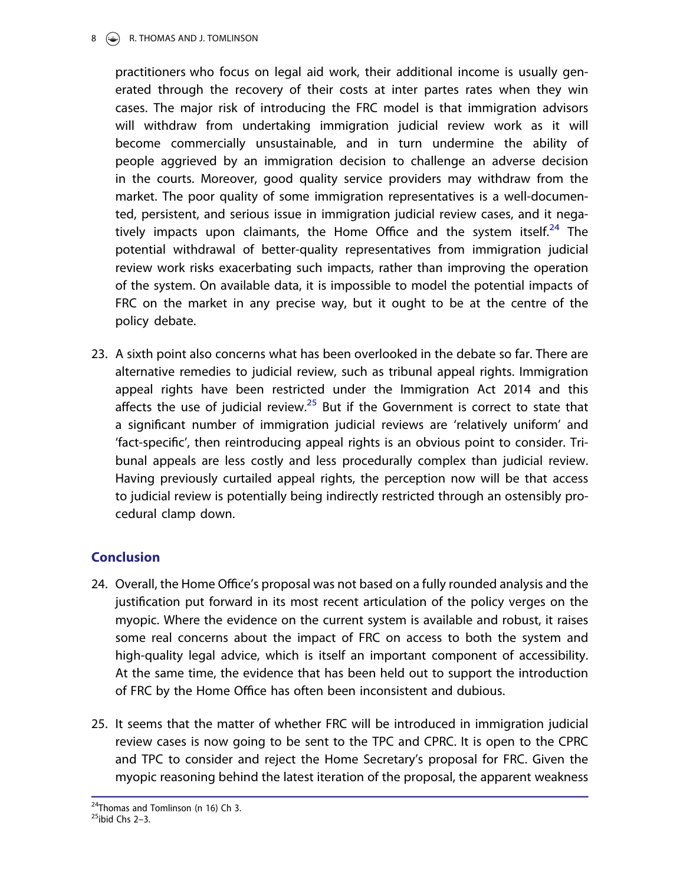practitioners who focus on legal aid work, their additional income is usually generated through the recovery of their costs at inter partes rates when they win cases. The major risk of introducing the FRC model is that immigration advisors will withdraw from undertaking immigration judicial review work as it will become commercially unsustainable, and in turn undermine the ability of people aggrieved by an immigration decision to challenge an adverse decision in the courts. Moreover, good quality service providers may withdraw from the market. The poor quality of some immigration representatives is a well-documented, persistent, and serious issue in immigration judicial review cases, and it negatively impacts upon claimants, the Home Office and the system itself.[24] The potential withdrawal of better-quality representatives from immigration judicial review work risks exacerbating such impacts, rather than improving the operation of the system. On available data, it is impossible to model the potential impacts of FRC on the market in any precise way, but it ought to be at the centre of the policy debate.

23. A sixth point also concerns what has been overlooked in the debate so far. There are alternative remedies to judicial review, such as tribunal appeal rights. Immigration appeal rights have been restricted under the Immigration Act 2014 and this affects the use of judicial review.[25] But if the Government is correct to state that a significant number of immigration judicial reviews are 'relatively uniform' and 'fact-specific', then reintroducing appeal rights is an obvious point to consider. Tribunal appeals are less costly and less procedurally complex than judicial review. Having previously curtailed appeal rights, the perception now will be that access to judicial review is potentially being indirectly restricted through an ostensibly procedural clamp down.

## Conclusion

24. Overall, the Home Office's proposal was not based on a fully rounded analysis and the justification put forward in its most recent articulation of the policy verges on the myopic. Where the evidence on the current system is available and robust, it raises some real concerns about the impact of FRC on access to both the system and high-quality legal advice, which is itself an important component of accessibility. At the same time, the evidence that has been held out to support the introduction of FRC by the Home Office has often been inconsistent and dubious.

25. It seems that the matter of whether FRC will be introduced in immigration judicial review cases is now going to be sent to the TPC and CPRC. It is open to the CPRC and TPC to consider and reject the Home Secretary's proposal for FRC. Given the myopic reasoning behind the latest iteration of the proposal, the apparent weakness

[24] Thomas and Tomlinson (n 16) Ch 3.

[25] ibid Chs 2–3.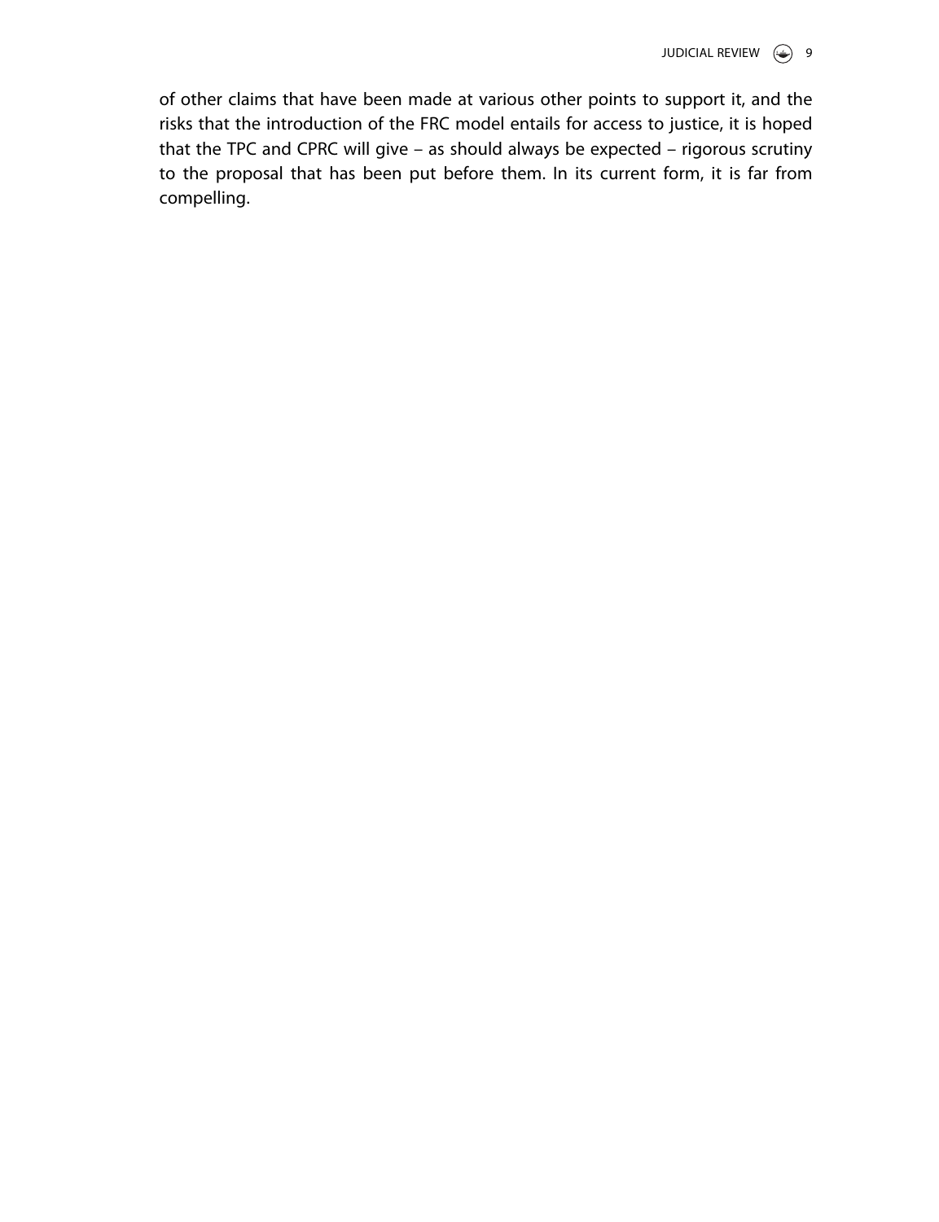of other claims that have been made at various other points to support it, and the risks that the introduction of the FRC model entails for access to justice, it is hoped that the TPC and CPRC will give – as should always be expected – rigorous scrutiny to the proposal that has been put before them. In its current form, it is far from compelling.